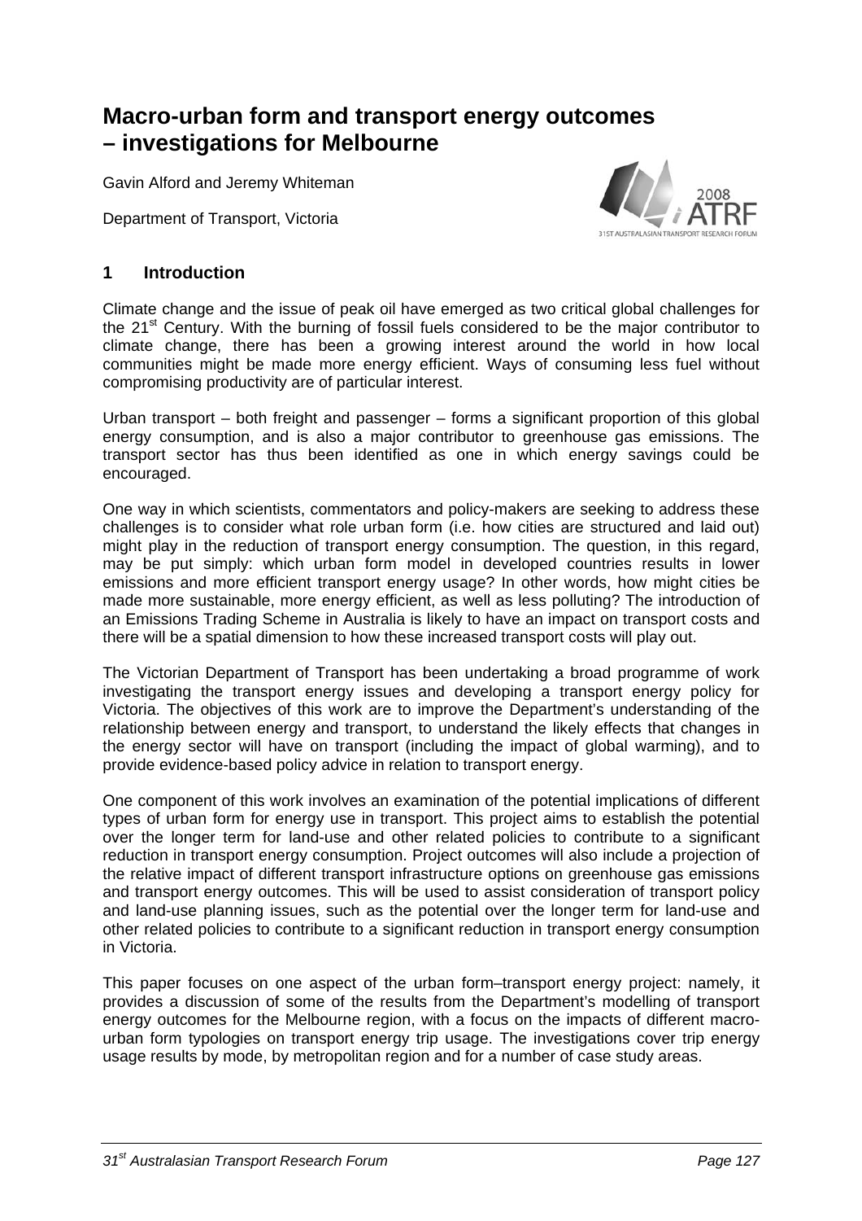# Macro-urban form and transport energy outcomes – investigations for Melbourne

Gavin Alford and Jeremy Whiteman

Department of Transport, Victoria

## 1 Introduction

Climate change and the issue of peak oil have emerged as two critical global challenges for the 21st Century. With the burning of fossil fuels considered to be the major contributor to climate change, there has been a growing interest around the world in how local communities might be made more energy efficient. Ways of consuming less fuel without compromising productivity are of particular interest.

Urban transport – both freight and passenger – forms a significant proportion of this global energy consumption, and is also a major contributor to greenhouse gas emissions. The transport sector has thus been identified as one in which energy savings could be encouraged.

One way in which scientists, commentators and policy-makers are seeking to address these challenges is to consider what role urban form (i.e. how cities are structured and laid out) might play in the reduction of transport energy consumption. The question, in this regard, may be put simply: which urban form model in developed countries results in lower emissions and more efficient transport energy usage? In other words, how might cities be made more sustainable, more energy efficient, as well as less polluting? The introduction of an Emissions Trading Scheme in Australia is likely to have an impact on transport costs and there will be a spatial dimension to how these increased transport costs will play out.

The Victorian Department of Transport has been undertaking a broad programme of work investigating the transport energy issues and developing a transport energy policy for Victoria. The objectives of this work are to improve the Department's understanding of the relationship between energy and transport, to understand the likely effects that changes in the energy sector will have on transport (including the impact of global warming), and to provide evidence-based policy advice in relation to transport energy.

One component of this work involves an examination of the potential implications of different types of urban form for energy use in transport. This project aims to establish the potential over the longer term for land-use and other related policies to contribute to a significant reduction in transport energy consumption. Project outcomes will also include a projection of the relative impact of different transport infrastructure options on greenhouse gas emissions and transport energy outcomes. This will be used to assist consideration of transport policy and land-use planning issues, such as the potential over the longer term for land-use and other related policies to contribute to a significant reduction in transport energy consumption in Victoria.

This paper focuses on one aspect of the urban form–transport energy project: namely, it provides a discussion of some of the results from the Department's modelling of transport energy outcomes for the Melbourne region, with a focus on the impacts of different macro-urban form typologies on transport energy trip usage. The investigations cover trip energy usage results by mode, by metropolitan region and for a number of case study areas.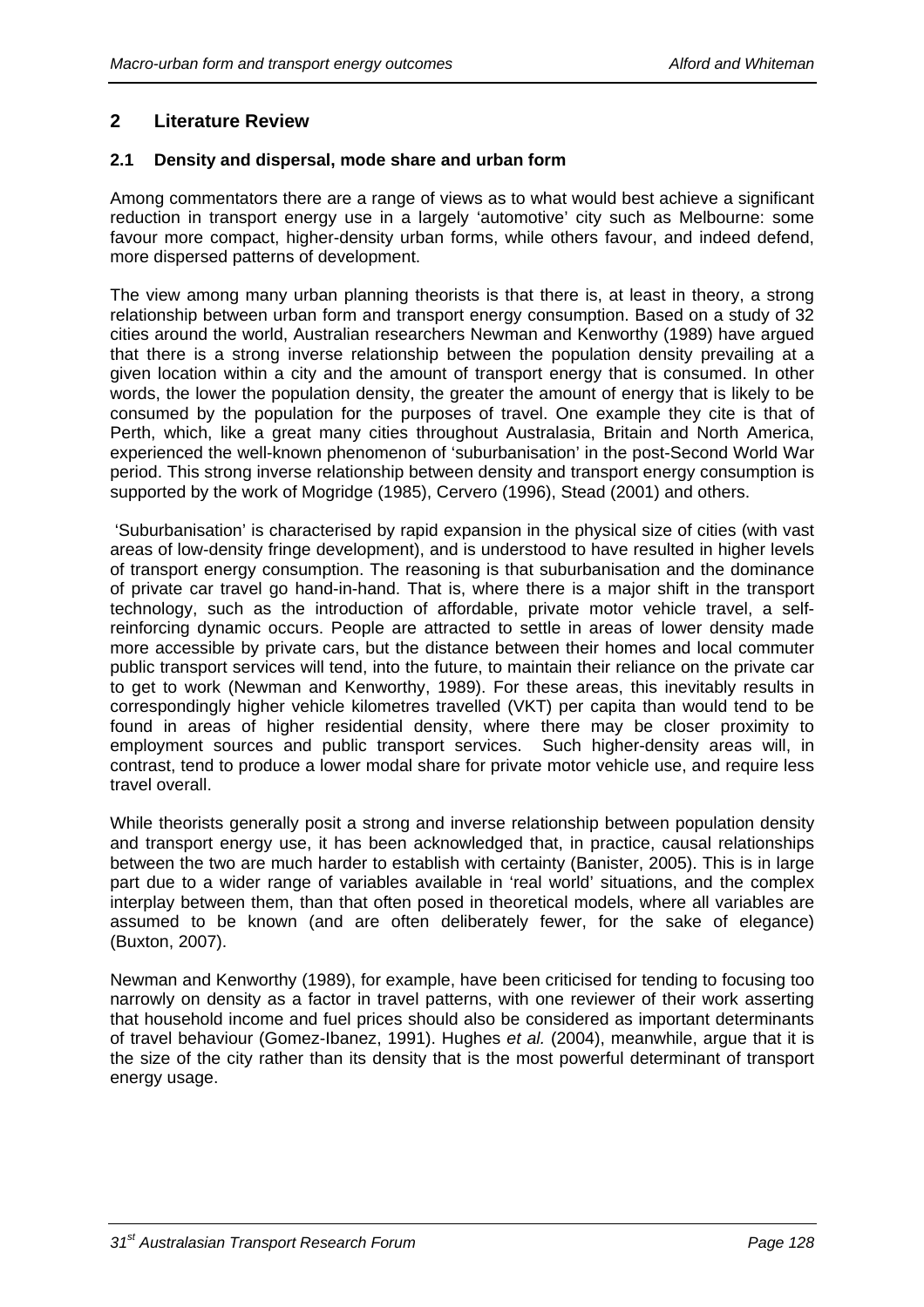## 2 Literature Review

### 2.1 Density and dispersal, mode share and urban form

Among commentators there are a range of views as to what would best achieve a significant reduction in transport energy use in a largely 'automotive' city such as Melbourne: some favour more compact, higher-density urban forms, while others favour, and indeed defend, more dispersed patterns of development.

The view among many urban planning theorists is that there is, at least in theory, a strong relationship between urban form and transport energy consumption. Based on a study of 32 cities around the world, Australian researchers Newman and Kenworthy (1989) have argued that there is a strong inverse relationship between the population density prevailing at a given location within a city and the amount of transport energy that is consumed. In other words, the lower the population density, the greater the amount of energy that is likely to be consumed by the population for the purposes of travel. One example they cite is that of Perth, which, like a great many cities throughout Australasia, Britain and North America, experienced the well-known phenomenon of 'suburbanisation' in the post-Second World War period. This strong inverse relationship between density and transport energy consumption is supported by the work of Mogridge (1985), Cervero (1996), Stead (2001) and others.

'Suburbanisation' is characterised by rapid expansion in the physical size of cities (with vast areas of low-density fringe development), and is understood to have resulted in higher levels of transport energy consumption. The reasoning is that suburbanisation and the dominance of private car travel go hand-in-hand. That is, where there is a major shift in the transport technology, such as the introduction of affordable, private motor vehicle travel, a self-reinforcing dynamic occurs. People are attracted to settle in areas of lower density made more accessible by private cars, but the distance between their homes and local commuter public transport services will tend, into the future, to maintain their reliance on the private car to get to work (Newman and Kenworthy, 1989). For these areas, this inevitably results in correspondingly higher vehicle kilometres travelled (VKT) per capita than would tend to be found in areas of higher residential density, where there may be closer proximity to employment sources and public transport services. Such higher-density areas will, in contrast, tend to produce a lower modal share for private motor vehicle use, and require less travel overall.

While theorists generally posit a strong and inverse relationship between population density and transport energy use, it has been acknowledged that, in practice, causal relationships between the two are much harder to establish with certainty (Banister, 2005). This is in large part due to a wider range of variables available in 'real world' situations, and the complex interplay between them, than that often posed in theoretical models, where all variables are assumed to be known (and are often deliberately fewer, for the sake of elegance) (Buxton, 2007).

Newman and Kenworthy (1989), for example, have been criticised for tending to focusing too narrowly on density as a factor in travel patterns, with one reviewer of their work asserting that household income and fuel prices should also be considered as important determinants of travel behaviour (Gomez-Ibanez, 1991). Hughes *et al.* (2004), meanwhile, argue that it is the size of the city rather than its density that is the most powerful determinant of transport energy usage.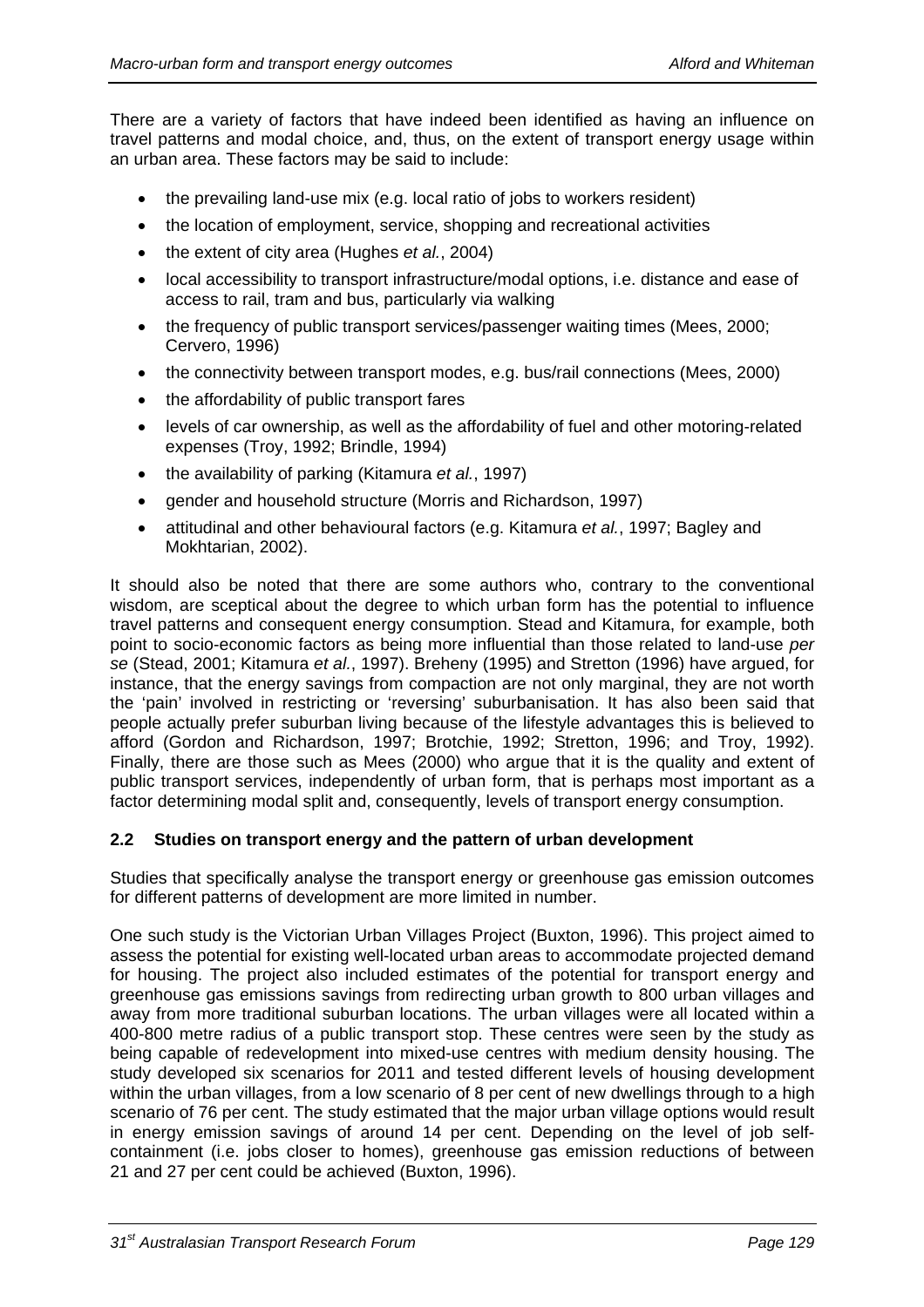There are a variety of factors that have indeed been identified as having an influence on travel patterns and modal choice, and, thus, on the extent of transport energy usage within an urban area. These factors may be said to include:

- the prevailing land-use mix (e.g. local ratio of jobs to workers resident)
- the location of employment, service, shopping and recreational activities
- the extent of city area (Hughes *et al.*, 2004)
- local accessibility to transport infrastructure/modal options, i.e. distance and ease of access to rail, tram and bus, particularly via walking
- the frequency of public transport services/passenger waiting times (Mees, 2000; Cervero, 1996)
- the connectivity between transport modes, e.g. bus/rail connections (Mees, 2000)
- the affordability of public transport fares
- levels of car ownership, as well as the affordability of fuel and other motoring-related expenses (Troy, 1992; Brindle, 1994)
- the availability of parking (Kitamura *et al.*, 1997)
- gender and household structure (Morris and Richardson, 1997)
- attitudinal and other behavioural factors (e.g. Kitamura *et al.*, 1997; Bagley and Mokhtarian, 2002).

It should also be noted that there are some authors who, contrary to the conventional wisdom, are sceptical about the degree to which urban form has the potential to influence travel patterns and consequent energy consumption. Stead and Kitamura, for example, both point to socio-economic factors as being more influential than those related to land-use *per se* (Stead, 2001; Kitamura *et al.*, 1997). Breheny (1995) and Stretton (1996) have argued, for instance, that the energy savings from compaction are not only marginal, they are not worth the 'pain' involved in restricting or 'reversing' suburbanisation. It has also been said that people actually prefer suburban living because of the lifestyle advantages this is believed to afford (Gordon and Richardson, 1997; Brotchie, 1992; Stretton, 1996; and Troy, 1992). Finally, there are those such as Mees (2000) who argue that it is the quality and extent of public transport services, independently of urban form, that is perhaps most important as a factor determining modal split and, consequently, levels of transport energy consumption.

### 2.2 Studies on transport energy and the pattern of urban development

Studies that specifically analyse the transport energy or greenhouse gas emission outcomes for different patterns of development are more limited in number.

One such study is the Victorian Urban Villages Project (Buxton, 1996). This project aimed to assess the potential for existing well-located urban areas to accommodate projected demand for housing. The project also included estimates of the potential for transport energy and greenhouse gas emissions savings from redirecting urban growth to 800 urban villages and away from more traditional suburban locations. The urban villages were all located within a 400-800 metre radius of a public transport stop. These centres were seen by the study as being capable of redevelopment into mixed-use centres with medium density housing. The study developed six scenarios for 2011 and tested different levels of housing development within the urban villages, from a low scenario of 8 per cent of new dwellings through to a high scenario of 76 per cent. The study estimated that the major urban village options would result in energy emission savings of around 14 per cent. Depending on the level of job self-containment (i.e. jobs closer to homes), greenhouse gas emission reductions of between 21 and 27 per cent could be achieved (Buxton, 1996).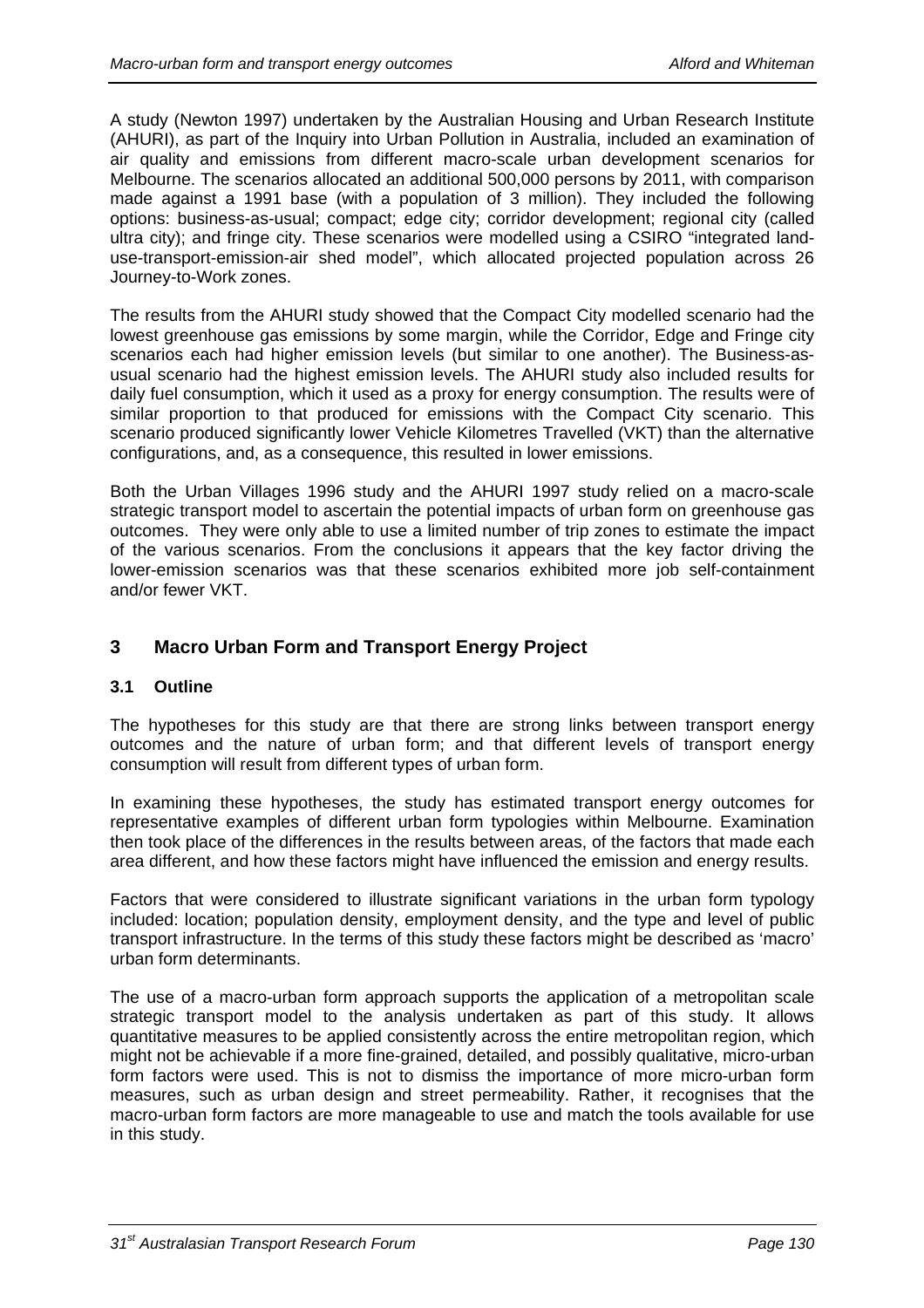A study (Newton 1997) undertaken by the Australian Housing and Urban Research Institute (AHURI), as part of the Inquiry into Urban Pollution in Australia, included an examination of air quality and emissions from different macro-scale urban development scenarios for Melbourne. The scenarios allocated an additional 500,000 persons by 2011, with comparison made against a 1991 base (with a population of 3 million). They included the following options: business-as-usual; compact; edge city; corridor development; regional city (called ultra city); and fringe city. These scenarios were modelled using a CSIRO "integrated land-use-transport-emission-air shed model", which allocated projected population across 26 Journey-to-Work zones.

The results from the AHURI study showed that the Compact City modelled scenario had the lowest greenhouse gas emissions by some margin, while the Corridor, Edge and Fringe city scenarios each had higher emission levels (but similar to one another). The Business-as-usual scenario had the highest emission levels. The AHURI study also included results for daily fuel consumption, which it used as a proxy for energy consumption. The results were of similar proportion to that produced for emissions with the Compact City scenario. This scenario produced significantly lower Vehicle Kilometres Travelled (VKT) than the alternative configurations, and, as a consequence, this resulted in lower emissions.

Both the Urban Villages 1996 study and the AHURI 1997 study relied on a macro-scale strategic transport model to ascertain the potential impacts of urban form on greenhouse gas outcomes. They were only able to use a limited number of trip zones to estimate the impact of the various scenarios. From the conclusions it appears that the key factor driving the lower-emission scenarios was that these scenarios exhibited more job self-containment and/or fewer VKT.

## 3 Macro Urban Form and Transport Energy Project

### 3.1 Outline

The hypotheses for this study are that there are strong links between transport energy outcomes and the nature of urban form; and that different levels of transport energy consumption will result from different types of urban form.

In examining these hypotheses, the study has estimated transport energy outcomes for representative examples of different urban form typologies within Melbourne. Examination then took place of the differences in the results between areas, of the factors that made each area different, and how these factors might have influenced the emission and energy results.

Factors that were considered to illustrate significant variations in the urban form typology included: location; population density, employment density, and the type and level of public transport infrastructure. In the terms of this study these factors might be described as 'macro' urban form determinants.

The use of a macro-urban form approach supports the application of a metropolitan scale strategic transport model to the analysis undertaken as part of this study. It allows quantitative measures to be applied consistently across the entire metropolitan region, which might not be achievable if a more fine-grained, detailed, and possibly qualitative, micro-urban form factors were used. This is not to dismiss the importance of more micro-urban form measures, such as urban design and street permeability. Rather, it recognises that the macro-urban form factors are more manageable to use and match the tools available for use in this study.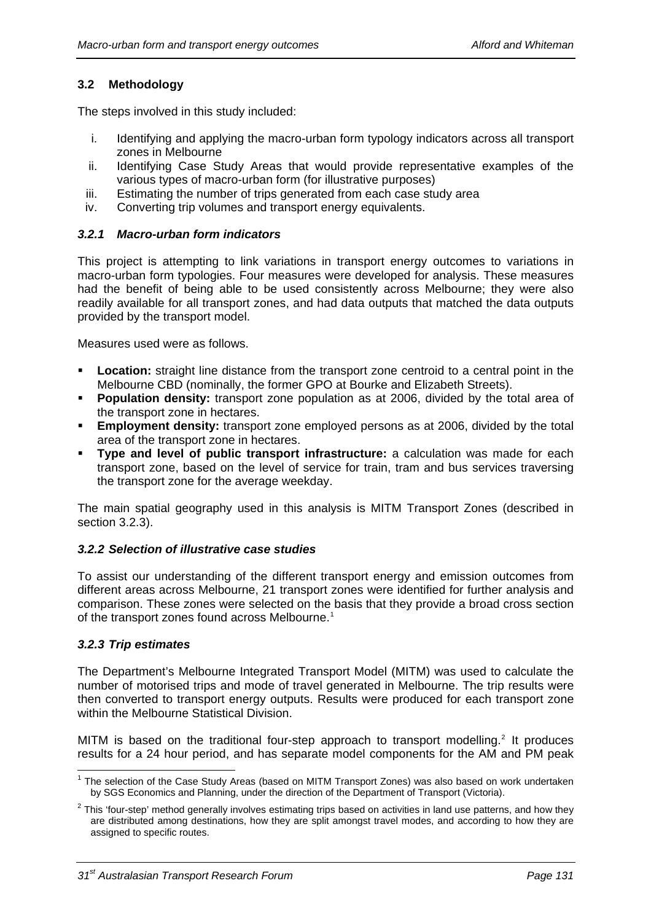## 3.2 Methodology

The steps involved in this study included:

i. Identifying and applying the macro-urban form typology indicators across all transport zones in Melbourne
ii. Identifying Case Study Areas that would provide representative examples of the various types of macro-urban form (for illustrative purposes)
iii. Estimating the number of trips generated from each case study area
iv. Converting trip volumes and transport energy equivalents.

### *3.2.1 Macro-urban form indicators*

This project is attempting to link variations in transport energy outcomes to variations in macro-urban form typologies. Four measures were developed for analysis. These measures had the benefit of being able to be used consistently across Melbourne; they were also readily available for all transport zones, and had data outputs that matched the data outputs provided by the transport model.

Measures used were as follows.

- **Location:** straight line distance from the transport zone centroid to a central point in the Melbourne CBD (nominally, the former GPO at Bourke and Elizabeth Streets).
- **Population density:** transport zone population as at 2006, divided by the total area of the transport zone in hectares.
- **Employment density:** transport zone employed persons as at 2006, divided by the total area of the transport zone in hectares.
- **Type and level of public transport infrastructure:** a calculation was made for each transport zone, based on the level of service for train, tram and bus services traversing the transport zone for the average weekday.

The main spatial geography used in this analysis is MITM Transport Zones (described in section 3.2.3).

### *3.2.2 Selection of illustrative case studies*

To assist our understanding of the different transport energy and emission outcomes from different areas across Melbourne, 21 transport zones were identified for further analysis and comparison. These zones were selected on the basis that they provide a broad cross section of the transport zones found across Melbourne.[1]

### *3.2.3 Trip estimates*

The Department's Melbourne Integrated Transport Model (MITM) was used to calculate the number of motorised trips and mode of travel generated in Melbourne. The trip results were then converted to transport energy outputs. Results were produced for each transport zone within the Melbourne Statistical Division.

MITM is based on the traditional four-step approach to transport modelling.[2] It produces results for a 24 hour period, and has separate model components for the AM and PM peak

---

[1] The selection of the Case Study Areas (based on MITM Transport Zones) was also based on work undertaken by SGS Economics and Planning, under the direction of the Department of Transport (Victoria).

[2] This 'four-step' method generally involves estimating trips based on activities in land use patterns, and how they are distributed among destinations, how they are split amongst travel modes, and according to how they are assigned to specific routes.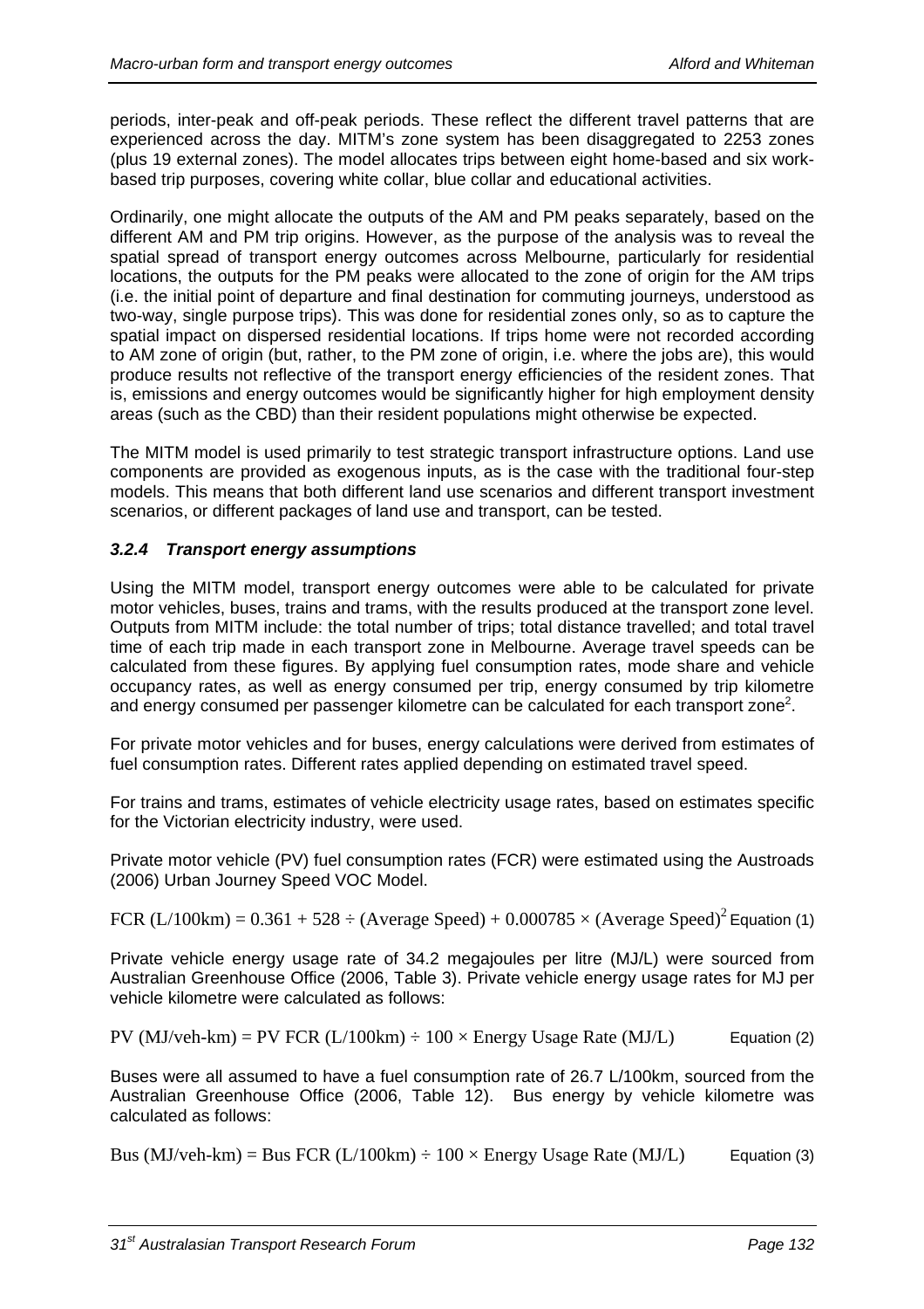periods, inter-peak and off-peak periods. These reflect the different travel patterns that are experienced across the day. MITM's zone system has been disaggregated to 2253 zones (plus 19 external zones). The model allocates trips between eight home-based and six work-based trip purposes, covering white collar, blue collar and educational activities.

Ordinarily, one might allocate the outputs of the AM and PM peaks separately, based on the different AM and PM trip origins. However, as the purpose of the analysis was to reveal the spatial spread of transport energy outcomes across Melbourne, particularly for residential locations, the outputs for the PM peaks were allocated to the zone of origin for the AM trips (i.e. the initial point of departure and final destination for commuting journeys, understood as two-way, single purpose trips). This was done for residential zones only, so as to capture the spatial impact on dispersed residential locations. If trips home were not recorded according to AM zone of origin (but, rather, to the PM zone of origin, i.e. where the jobs are), this would produce results not reflective of the transport energy efficiencies of the resident zones. That is, emissions and energy outcomes would be significantly higher for high employment density areas (such as the CBD) than their resident populations might otherwise be expected.

The MITM model is used primarily to test strategic transport infrastructure options. Land use components are provided as exogenous inputs, as is the case with the traditional four-step models. This means that both different land use scenarios and different transport investment scenarios, or different packages of land use and transport, can be tested.

### *3.2.4 Transport energy assumptions*

Using the MITM model, transport energy outcomes were able to be calculated for private motor vehicles, buses, trains and trams, with the results produced at the transport zone level. Outputs from MITM include: the total number of trips; total distance travelled; and total travel time of each trip made in each transport zone in Melbourne. Average travel speeds can be calculated from these figures. By applying fuel consumption rates, mode share and vehicle occupancy rates, as well as energy consumed per trip, energy consumed by trip kilometre and energy consumed per passenger kilometre can be calculated for each transport zone[2].

For private motor vehicles and for buses, energy calculations were derived from estimates of fuel consumption rates. Different rates applied depending on estimated travel speed.

For trains and trams, estimates of vehicle electricity usage rates, based on estimates specific for the Victorian electricity industry, were used.

Private motor vehicle (PV) fuel consumption rates (FCR) were estimated using the Austroads (2006) Urban Journey Speed VOC Model.

$$\text{FCR (L/100km)} = 0.361 + 528 \div (\text{Average Speed}) + 0.000785 \times (\text{Average Speed})^2 \quad \text{Equation (1)}$$

Private vehicle energy usage rate of 34.2 megajoules per litre (MJ/L) were sourced from Australian Greenhouse Office (2006, Table 3). Private vehicle energy usage rates for MJ per vehicle kilometre were calculated as follows:

$$\text{PV (MJ/veh-km)} = \text{PV FCR (L/100km)} \div 100 \times \text{Energy Usage Rate (MJ/L)} \quad \text{Equation (2)}$$

Buses were all assumed to have a fuel consumption rate of 26.7 L/100km, sourced from the Australian Greenhouse Office (2006, Table 12). Bus energy by vehicle kilometre was calculated as follows:

$$\text{Bus (MJ/veh-km)} = \text{Bus FCR (L/100km)} \div 100 \times \text{Energy Usage Rate (MJ/L)} \quad \text{Equation (3)}$$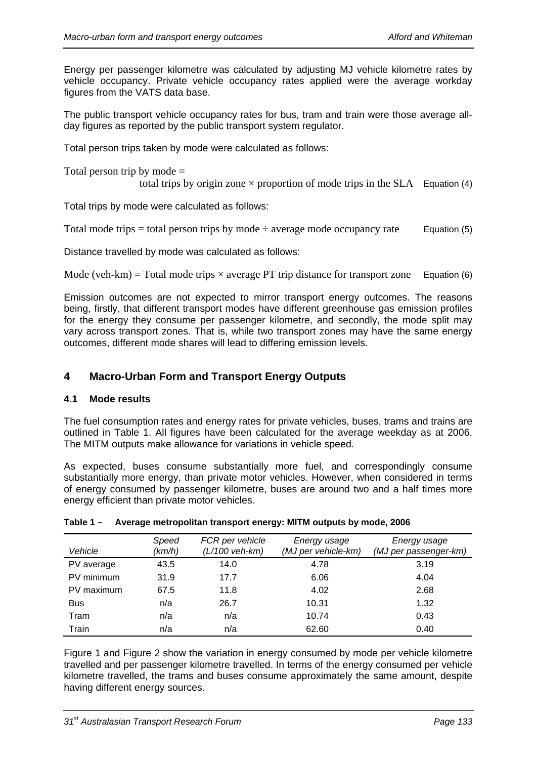Energy per passenger kilometre was calculated by adjusting MJ vehicle kilometre rates by vehicle occupancy. Private vehicle occupancy rates applied were the average workday figures from the VATS data base.

The public transport vehicle occupancy rates for bus, tram and train were those average all-day figures as reported by the public transport system regulator.

Total person trips taken by mode were calculated as follows:

$$\text{Total person trip by mode} = \text{total trips by origin zone} \times \text{proportion of mode trips in the SLA} \quad \text{Equation (4)}$$

Total trips by mode were calculated as follows:

$$\text{Total mode trips} = \text{total person trips by mode} \div \text{average mode occupancy rate} \quad \text{Equation (5)}$$

Distance travelled by mode was calculated as follows:

$$\text{Mode (veh-km)} = \text{Total mode trips} \times \text{average PT trip distance for transport zone} \quad \text{Equation (6)}$$

Emission outcomes are not expected to mirror transport energy outcomes. The reasons being, firstly, that different transport modes have different greenhouse gas emission profiles for the energy they consume per passenger kilometre, and secondly, the mode split may vary across transport zones. That is, while two transport zones may have the same energy outcomes, different mode shares will lead to differing emission levels.

## 4 Macro-Urban Form and Transport Energy Outputs

### 4.1 Mode results

The fuel consumption rates and energy rates for private vehicles, buses, trams and trains are outlined in Table 1. All figures have been calculated for the average weekday as at 2006. The MITM outputs make allowance for variations in vehicle speed.

As expected, buses consume substantially more fuel, and correspondingly consume substantially more energy, than private motor vehicles. However, when considered in terms of energy consumed by passenger kilometre, buses are around two and a half times more energy efficient than private motor vehicles.

**Table 1 – Average metropolitan transport energy: MITM outputs by mode, 2006**

| *Vehicle* | *Speed (km/h)* | *FCR per vehicle (L/100 veh-km)* | *Energy usage (MJ per vehicle-km)* | *Energy usage (MJ per passenger-km)* |
|---|---|---|---|---|
| PV average | 43.5 | 14.0 | 4.78 | 3.19 |
| PV minimum | 31.9 | 17.7 | 6.06 | 4.04 |
| PV maximum | 67.5 | 11.8 | 4.02 | 2.68 |
| Bus | n/a | 26.7 | 10.31 | 1.32 |
| Tram | n/a | n/a | 10.74 | 0.43 |
| Train | n/a | n/a | 62.60 | 0.40 |

Figure 1 and Figure 2 show the variation in energy consumed by mode per vehicle kilometre travelled and per passenger kilometre travelled. In terms of the energy consumed per vehicle kilometre travelled, the trams and buses consume approximately the same amount, despite having different energy sources.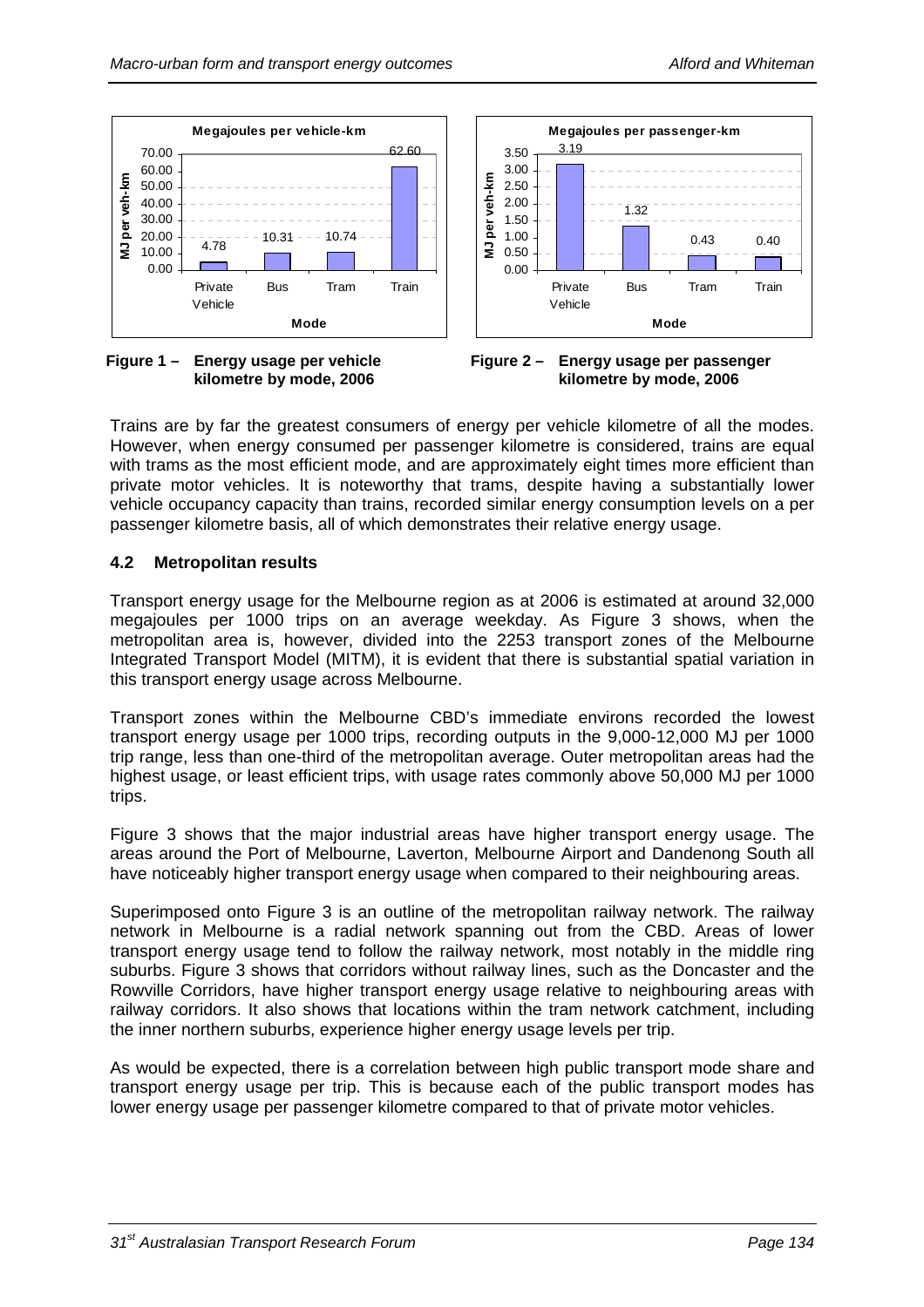Figure 1 – Energy usage per vehicle kilometre by mode, 2006

Figure 2 – Energy usage per passenger kilometre by mode, 2006

Trains are by far the greatest consumers of energy per vehicle kilometre of all the modes. However, when energy consumed per passenger kilometre is considered, trains are equal with trams as the most efficient mode, and are approximately eight times more efficient than private motor vehicles. It is noteworthy that trams, despite having a substantially lower vehicle occupancy capacity than trains, recorded similar energy consumption levels on a per passenger kilometre basis, all of which demonstrates their relative energy usage.

## 4.2 Metropolitan results

Transport energy usage for the Melbourne region as at 2006 is estimated at around 32,000 megajoules per 1000 trips on an average weekday. As Figure 3 shows, when the metropolitan area is, however, divided into the 2253 transport zones of the Melbourne Integrated Transport Model (MITM), it is evident that there is substantial spatial variation in this transport energy usage across Melbourne.

Transport zones within the Melbourne CBD's immediate environs recorded the lowest transport energy usage per 1000 trips, recording outputs in the 9,000-12,000 MJ per 1000 trip range, less than one-third of the metropolitan average. Outer metropolitan areas had the highest usage, or least efficient trips, with usage rates commonly above 50,000 MJ per 1000 trips.

Figure 3 shows that the major industrial areas have higher transport energy usage. The areas around the Port of Melbourne, Laverton, Melbourne Airport and Dandenong South all have noticeably higher transport energy usage when compared to their neighbouring areas.

Superimposed onto Figure 3 is an outline of the metropolitan railway network. The railway network in Melbourne is a radial network spanning out from the CBD. Areas of lower transport energy usage tend to follow the railway network, most notably in the middle ring suburbs. Figure 3 shows that corridors without railway lines, such as the Doncaster and the Rowville Corridors, have higher transport energy usage relative to neighbouring areas with railway corridors. It also shows that locations within the tram network catchment, including the inner northern suburbs, experience higher energy usage levels per trip.

As would be expected, there is a correlation between high public transport mode share and transport energy usage per trip. This is because each of the public transport modes has lower energy usage per passenger kilometre compared to that of private motor vehicles.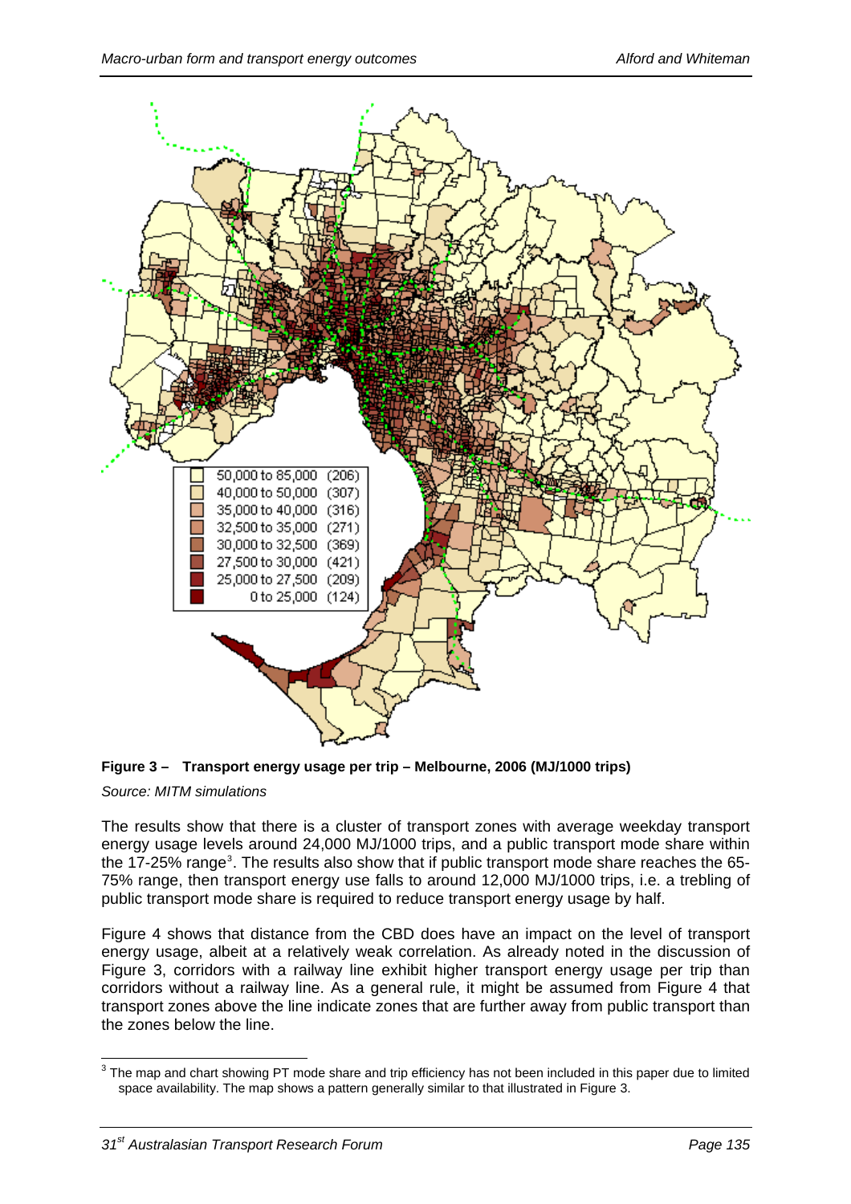**Figure 3 – Transport energy usage per trip – Melbourne, 2006 (MJ/1000 trips)**

*Source: MITM simulations*

The results show that there is a cluster of transport zones with average weekday transport energy usage levels around 24,000 MJ/1000 trips, and a public transport mode share within the 17-25% range[3]. The results also show that if public transport mode share reaches the 65-75% range, then transport energy use falls to around 12,000 MJ/1000 trips, i.e. a trebling of public transport mode share is required to reduce transport energy usage by half.

Figure 4 shows that distance from the CBD does have an impact on the level of transport energy usage, albeit at a relatively weak correlation. As already noted in the discussion of Figure 3, corridors with a railway line exhibit higher transport energy usage per trip than corridors without a railway line. As a general rule, it might be assumed from Figure 4 that transport zones above the line indicate zones that are further away from public transport than the zones below the line.

[3] The map and chart showing PT mode share and trip efficiency has not been included in this paper due to limited space availability. The map shows a pattern generally similar to that illustrated in Figure 3.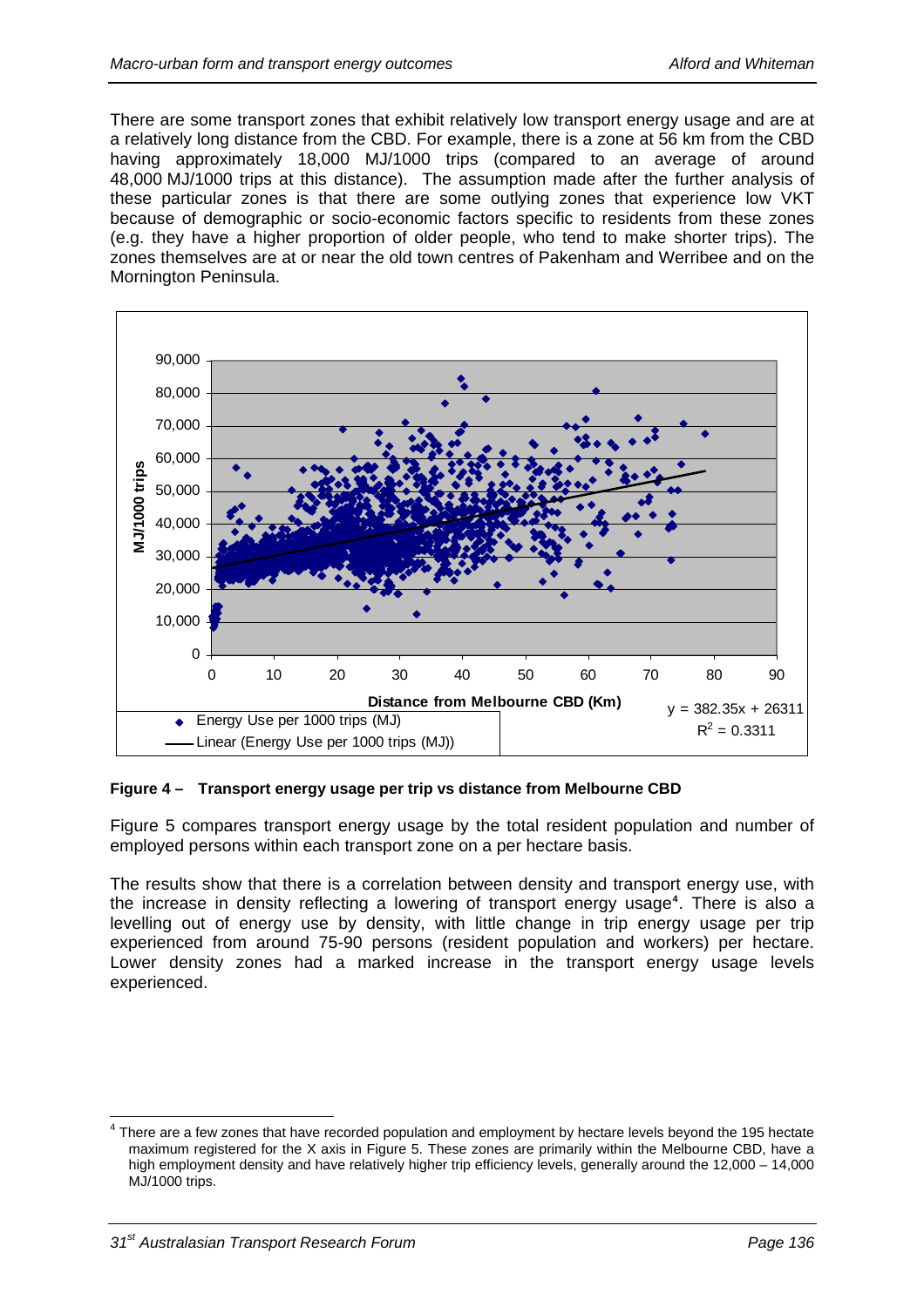There are some transport zones that exhibit relatively low transport energy usage and are at a relatively long distance from the CBD. For example, there is a zone at 56 km from the CBD having approximately 18,000 MJ/1000 trips (compared to an average of around 48,000 MJ/1000 trips at this distance). The assumption made after the further analysis of these particular zones is that there are some outlying zones that experience low VKT because of demographic or socio-economic factors specific to residents from these zones (e.g. they have a higher proportion of older people, who tend to make shorter trips). The zones themselves are at or near the old town centres of Pakenham and Werribee and on the Mornington Peninsula.

**Figure 4 – Transport energy usage per trip vs distance from Melbourne CBD**

Figure 5 compares transport energy usage by the total resident population and number of employed persons within each transport zone on a per hectare basis.

The results show that there is a correlation between density and transport energy use, with the increase in density reflecting a lowering of transport energy usage[4]. There is also a levelling out of energy use by density, with little change in trip energy usage per trip experienced from around 75-90 persons (resident population and workers) per hectare. Lower density zones had a marked increase in the transport energy usage levels experienced.

[4] There are a few zones that have recorded population and employment by hectare levels beyond the 195 hectate maximum registered for the X axis in Figure 5. These zones are primarily within the Melbourne CBD, have a high employment density and have relatively higher trip efficiency levels, generally around the 12,000 – 14,000 MJ/1000 trips.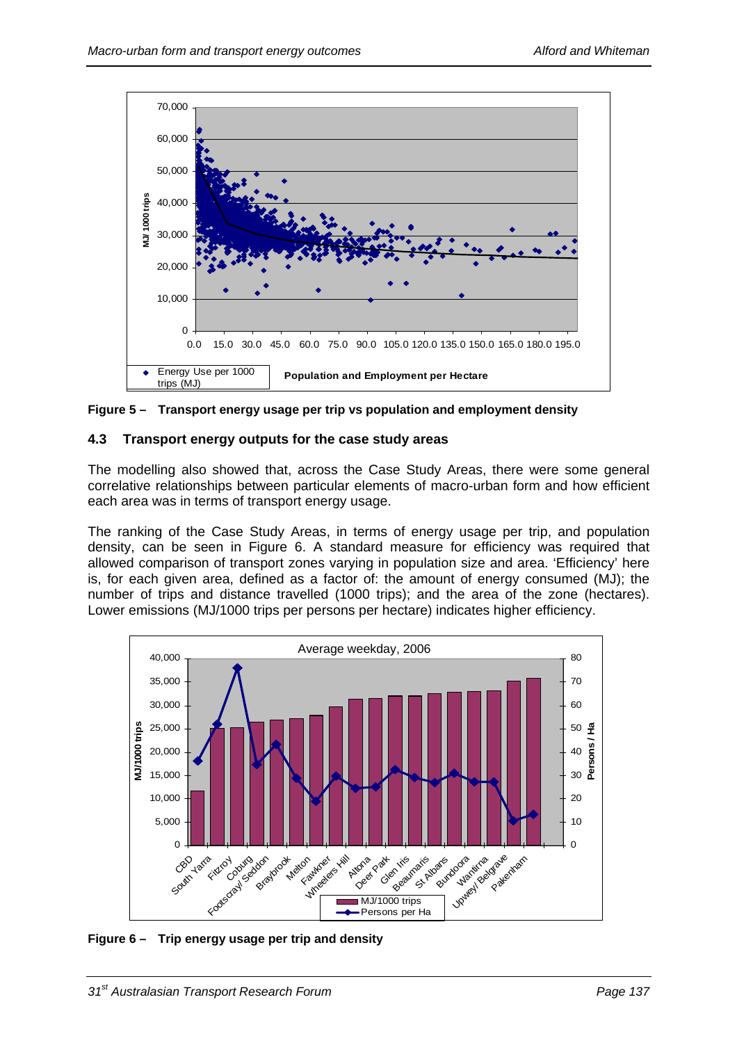**Figure 5 – Transport energy usage per trip vs population and employment density**

### 4.3 Transport energy outputs for the case study areas

The modelling also showed that, across the Case Study Areas, there were some general correlative relationships between particular elements of macro-urban form and how efficient each area was in terms of transport energy usage.

The ranking of the Case Study Areas, in terms of energy usage per trip, and population density, can be seen in Figure 6. A standard measure for efficiency was required that allowed comparison of transport zones varying in population size and area. 'Efficiency' here is, for each given area, defined as a factor of: the amount of energy consumed (MJ); the number of trips and distance travelled (1000 trips); and the area of the zone (hectares). Lower emissions (MJ/1000 trips per persons per hectare) indicates higher efficiency.

**Figure 6 – Trip energy usage per trip and density**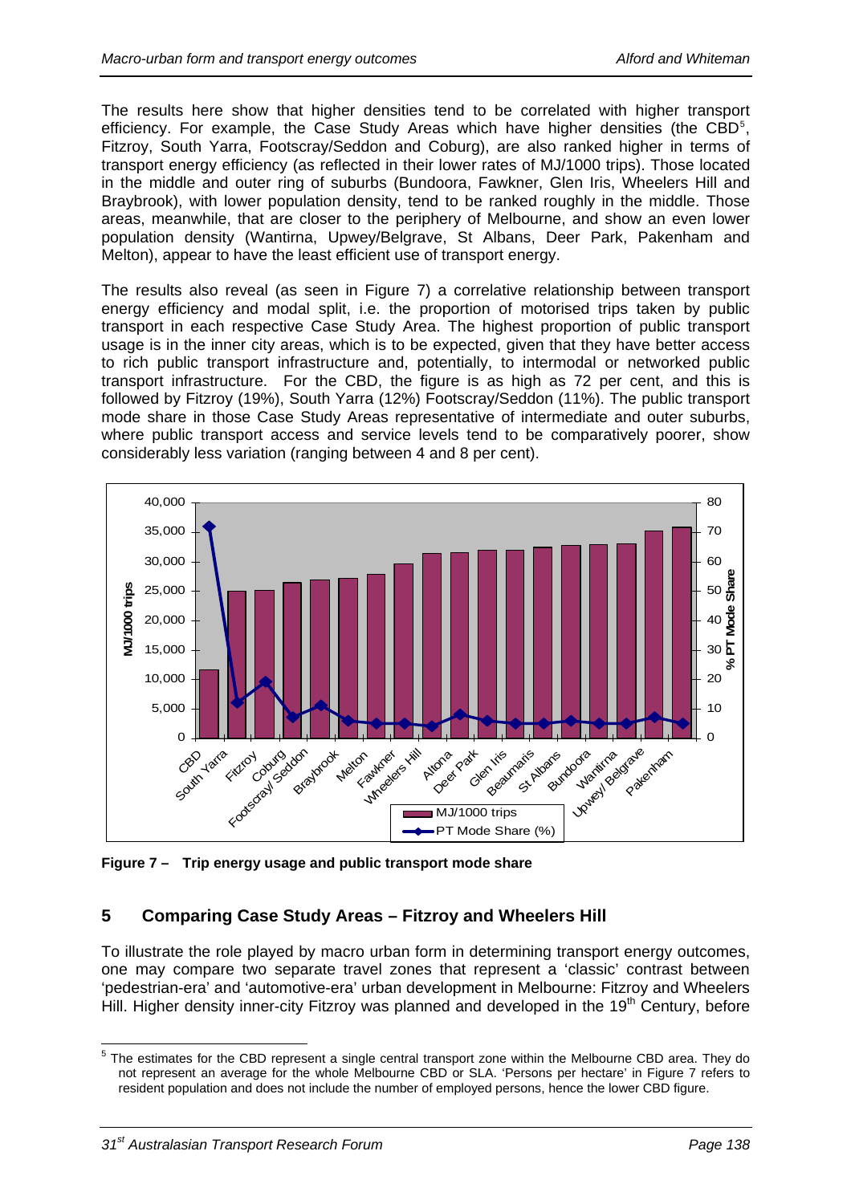The results here show that higher densities tend to be correlated with higher transport efficiency. For example, the Case Study Areas which have higher densities (the CBD[5], Fitzroy, South Yarra, Footscray/Seddon and Coburg), are also ranked higher in terms of transport energy efficiency (as reflected in their lower rates of MJ/1000 trips). Those located in the middle and outer ring of suburbs (Bundoora, Fawkner, Glen Iris, Wheelers Hill and Braybrook), with lower population density, tend to be ranked roughly in the middle. Those areas, meanwhile, that are closer to the periphery of Melbourne, and show an even lower population density (Wantirna, Upwey/Belgrave, St Albans, Deer Park, Pakenham and Melton), appear to have the least efficient use of transport energy.

The results also reveal (as seen in Figure 7) a correlative relationship between transport energy efficiency and modal split, i.e. the proportion of motorised trips taken by public transport in each respective Case Study Area. The highest proportion of public transport usage is in the inner city areas, which is to be expected, given that they have better access to rich public transport infrastructure and, potentially, to intermodal or networked public transport infrastructure. For the CBD, the figure is as high as 72 per cent, and this is followed by Fitzroy (19%), South Yarra (12%) Footscray/Seddon (11%). The public transport mode share in those Case Study Areas representative of intermediate and outer suburbs, where public transport access and service levels tend to be comparatively poorer, show considerably less variation (ranging between 4 and 8 per cent).

**Figure 7 – Trip energy usage and public transport mode share**

## 5 Comparing Case Study Areas – Fitzroy and Wheelers Hill

To illustrate the role played by macro urban form in determining transport energy outcomes, one may compare two separate travel zones that represent a 'classic' contrast between 'pedestrian-era' and 'automotive-era' urban development in Melbourne: Fitzroy and Wheelers Hill. Higher density inner-city Fitzroy was planned and developed in the 19th Century, before

[5] The estimates for the CBD represent a single central transport zone within the Melbourne CBD area. They do not represent an average for the whole Melbourne CBD or SLA. 'Persons per hectare' in Figure 7 refers to resident population and does not include the number of employed persons, hence the lower CBD figure.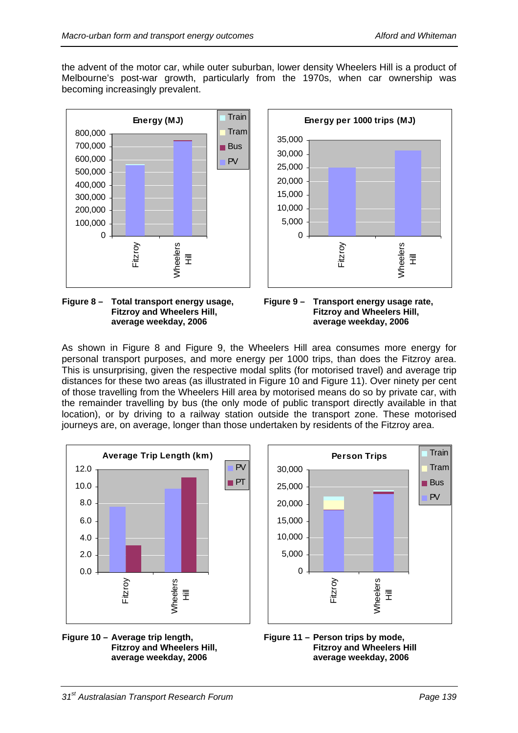the advent of the motor car, while outer suburban, lower density Wheelers Hill is a product of Melbourne's post-war growth, particularly from the 1970s, when car ownership was becoming increasingly prevalent.

**Figure 8 – Total transport energy usage, Fitzroy and Wheelers Hill, average weekday, 2006**

**Figure 9 – Transport energy usage rate, Fitzroy and Wheelers Hill, average weekday, 2006**

As shown in Figure 8 and Figure 9, the Wheelers Hill area consumes more energy for personal transport purposes, and more energy per 1000 trips, than does the Fitzroy area. This is unsurprising, given the respective modal splits (for motorised travel) and average trip distances for these two areas (as illustrated in Figure 10 and Figure 11). Over ninety per cent of those travelling from the Wheelers Hill area by motorised means do so by private car, with the remainder travelling by bus (the only mode of public transport directly available in that location), or by driving to a railway station outside the transport zone. These motorised journeys are, on average, longer than those undertaken by residents of the Fitzroy area.

**Figure 10 – Average trip length, Fitzroy and Wheelers Hill, average weekday, 2006**

**Figure 11 – Person trips by mode, Fitzroy and Wheelers Hill average weekday, 2006**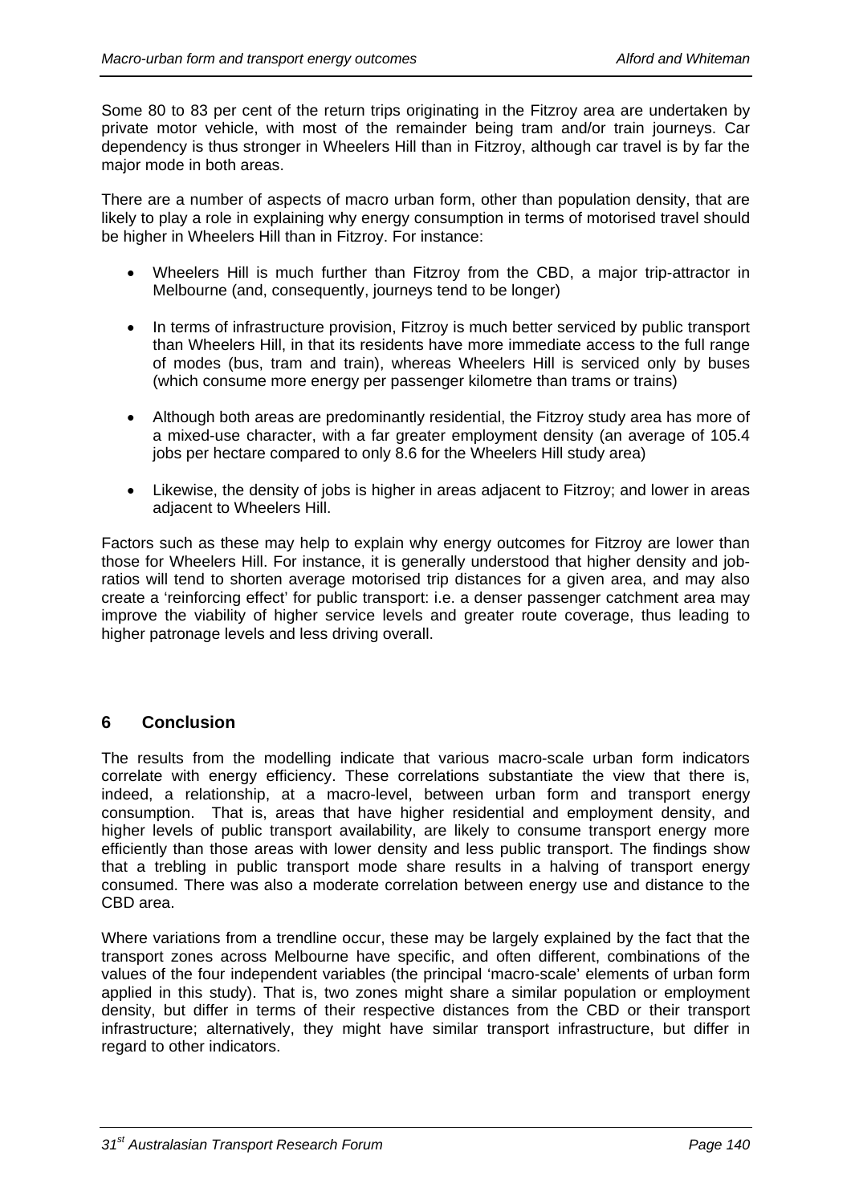Some 80 to 83 per cent of the return trips originating in the Fitzroy area are undertaken by private motor vehicle, with most of the remainder being tram and/or train journeys. Car dependency is thus stronger in Wheelers Hill than in Fitzroy, although car travel is by far the major mode in both areas.

There are a number of aspects of macro urban form, other than population density, that are likely to play a role in explaining why energy consumption in terms of motorised travel should be higher in Wheelers Hill than in Fitzroy. For instance:

- Wheelers Hill is much further than Fitzroy from the CBD, a major trip-attractor in Melbourne (and, consequently, journeys tend to be longer)
- In terms of infrastructure provision, Fitzroy is much better serviced by public transport than Wheelers Hill, in that its residents have more immediate access to the full range of modes (bus, tram and train), whereas Wheelers Hill is serviced only by buses (which consume more energy per passenger kilometre than trams or trains)
- Although both areas are predominantly residential, the Fitzroy study area has more of a mixed-use character, with a far greater employment density (an average of 105.4 jobs per hectare compared to only 8.6 for the Wheelers Hill study area)
- Likewise, the density of jobs is higher in areas adjacent to Fitzroy; and lower in areas adjacent to Wheelers Hill.

Factors such as these may help to explain why energy outcomes for Fitzroy are lower than those for Wheelers Hill. For instance, it is generally understood that higher density and job-ratios will tend to shorten average motorised trip distances for a given area, and may also create a 'reinforcing effect' for public transport: i.e. a denser passenger catchment area may improve the viability of higher service levels and greater route coverage, thus leading to higher patronage levels and less driving overall.

## 6 Conclusion

The results from the modelling indicate that various macro-scale urban form indicators correlate with energy efficiency. These correlations substantiate the view that there is, indeed, a relationship, at a macro-level, between urban form and transport energy consumption. That is, areas that have higher residential and employment density, and higher levels of public transport availability, are likely to consume transport energy more efficiently than those areas with lower density and less public transport. The findings show that a trebling in public transport mode share results in a halving of transport energy consumed. There was also a moderate correlation between energy use and distance to the CBD area.

Where variations from a trendline occur, these may be largely explained by the fact that the transport zones across Melbourne have specific, and often different, combinations of the values of the four independent variables (the principal 'macro-scale' elements of urban form applied in this study). That is, two zones might share a similar population or employment density, but differ in terms of their respective distances from the CBD or their transport infrastructure; alternatively, they might have similar transport infrastructure, but differ in regard to other indicators.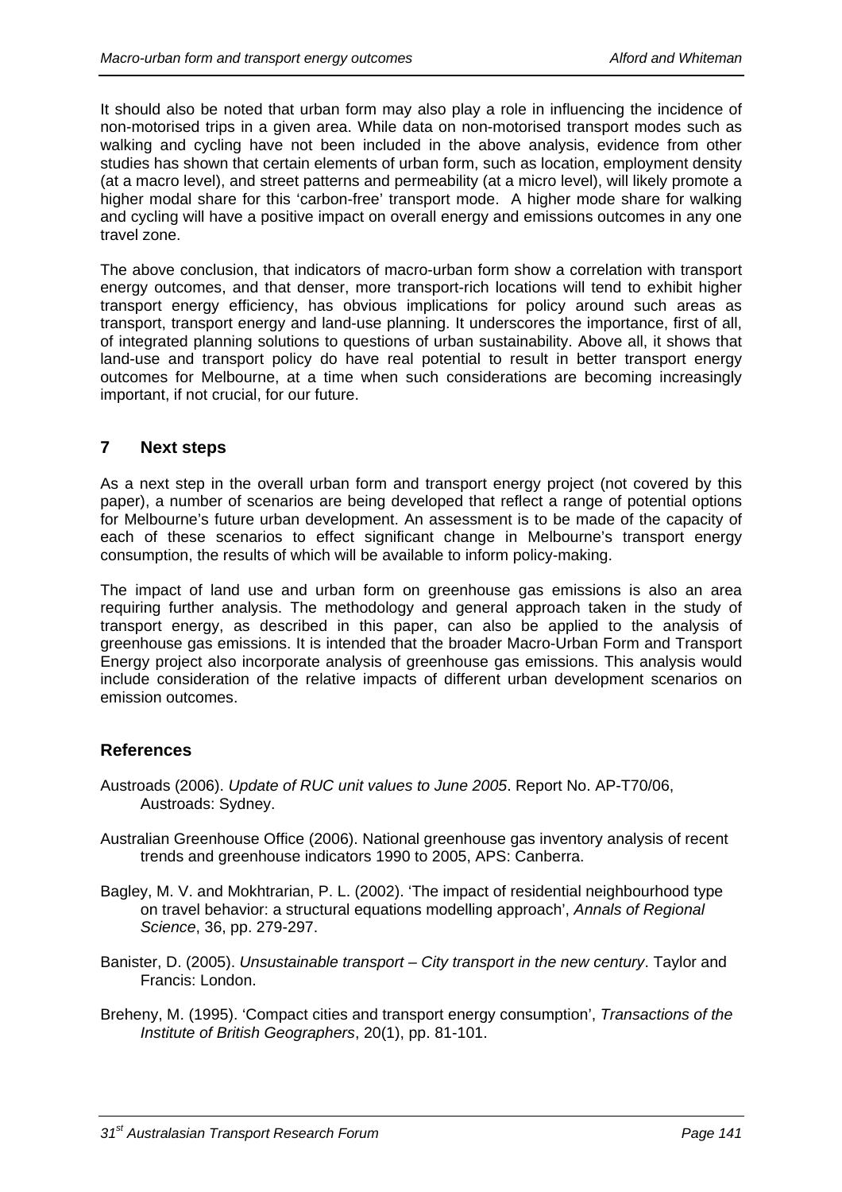It should also be noted that urban form may also play a role in influencing the incidence of non-motorised trips in a given area. While data on non-motorised transport modes such as walking and cycling have not been included in the above analysis, evidence from other studies has shown that certain elements of urban form, such as location, employment density (at a macro level), and street patterns and permeability (at a micro level), will likely promote a higher modal share for this 'carbon-free' transport mode. A higher mode share for walking and cycling will have a positive impact on overall energy and emissions outcomes in any one travel zone.

The above conclusion, that indicators of macro-urban form show a correlation with transport energy outcomes, and that denser, more transport-rich locations will tend to exhibit higher transport energy efficiency, has obvious implications for policy around such areas as transport, transport energy and land-use planning. It underscores the importance, first of all, of integrated planning solutions to questions of urban sustainability. Above all, it shows that land-use and transport policy do have real potential to result in better transport energy outcomes for Melbourne, at a time when such considerations are becoming increasingly important, if not crucial, for our future.

## 7 Next steps

As a next step in the overall urban form and transport energy project (not covered by this paper), a number of scenarios are being developed that reflect a range of potential options for Melbourne's future urban development. An assessment is to be made of the capacity of each of these scenarios to effect significant change in Melbourne's transport energy consumption, the results of which will be available to inform policy-making.

The impact of land use and urban form on greenhouse gas emissions is also an area requiring further analysis. The methodology and general approach taken in the study of transport energy, as described in this paper, can also be applied to the analysis of greenhouse gas emissions. It is intended that the broader Macro-Urban Form and Transport Energy project also incorporate analysis of greenhouse gas emissions. This analysis would include consideration of the relative impacts of different urban development scenarios on emission outcomes.

## References

Austroads (2006). *Update of RUC unit values to June 2005*. Report No. AP-T70/06, Austroads: Sydney.

Australian Greenhouse Office (2006). National greenhouse gas inventory analysis of recent trends and greenhouse indicators 1990 to 2005, APS: Canberra.

Bagley, M. V. and Mokhtrarian, P. L. (2002). 'The impact of residential neighbourhood type on travel behavior: a structural equations modelling approach', *Annals of Regional Science*, 36, pp. 279-297.

Banister, D. (2005). *Unsustainable transport – City transport in the new century*. Taylor and Francis: London.

Breheny, M. (1995). 'Compact cities and transport energy consumption', *Transactions of the Institute of British Geographers*, 20(1), pp. 81-101.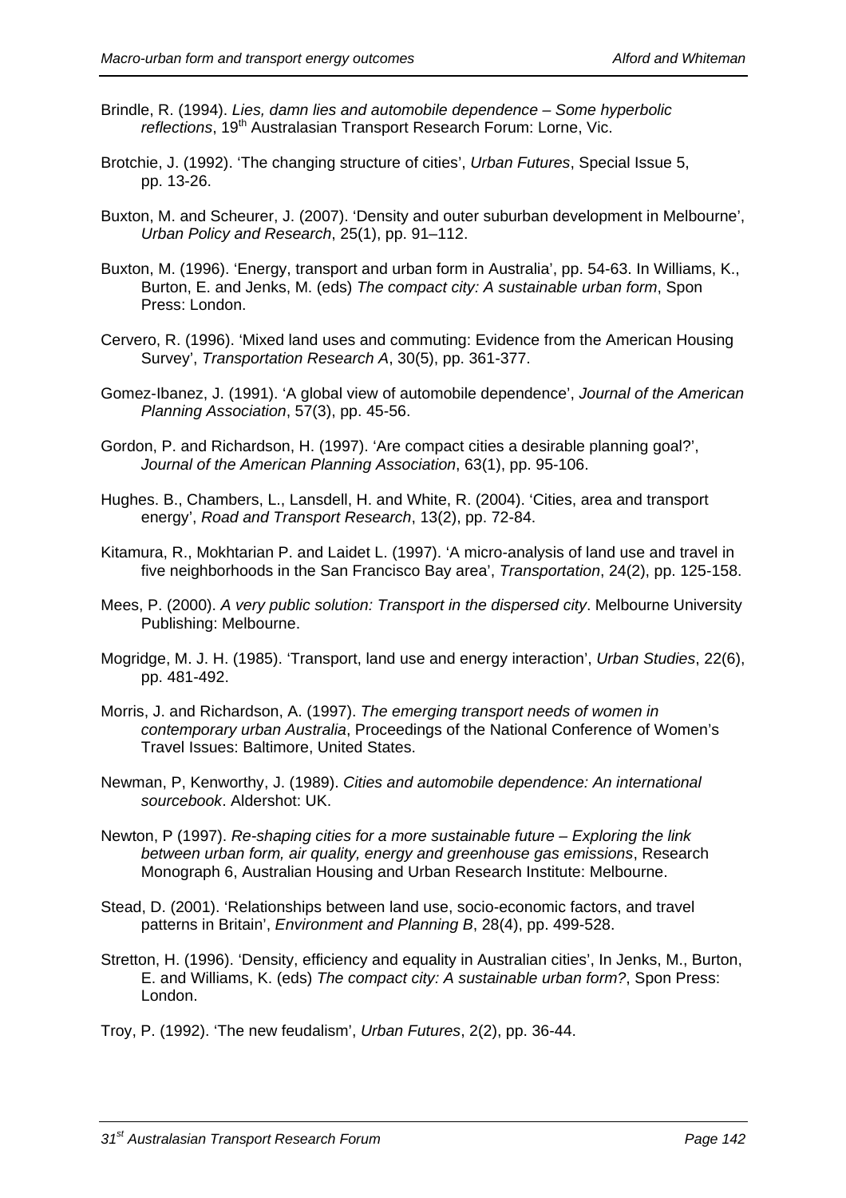Brindle, R. (1994). *Lies, damn lies and automobile dependence – Some hyperbolic reflections*, 19th Australasian Transport Research Forum: Lorne, Vic.

Brotchie, J. (1992). 'The changing structure of cities', *Urban Futures*, Special Issue 5, pp. 13-26.

Buxton, M. and Scheurer, J. (2007). 'Density and outer suburban development in Melbourne', *Urban Policy and Research*, 25(1), pp. 91–112.

Buxton, M. (1996). 'Energy, transport and urban form in Australia', pp. 54-63. In Williams, K., Burton, E. and Jenks, M. (eds) *The compact city: A sustainable urban form*, Spon Press: London.

Cervero, R. (1996). 'Mixed land uses and commuting: Evidence from the American Housing Survey', *Transportation Research A*, 30(5), pp. 361-377.

Gomez-Ibanez, J. (1991). 'A global view of automobile dependence', *Journal of the American Planning Association*, 57(3), pp. 45-56.

Gordon, P. and Richardson, H. (1997). 'Are compact cities a desirable planning goal?', *Journal of the American Planning Association*, 63(1), pp. 95-106.

Hughes. B., Chambers, L., Lansdell, H. and White, R. (2004). 'Cities, area and transport energy', *Road and Transport Research*, 13(2), pp. 72-84.

Kitamura, R., Mokhtarian P. and Laidet L. (1997). 'A micro-analysis of land use and travel in five neighborhoods in the San Francisco Bay area', *Transportation*, 24(2), pp. 125-158.

Mees, P. (2000). *A very public solution: Transport in the dispersed city*. Melbourne University Publishing: Melbourne.

Mogridge, M. J. H. (1985). 'Transport, land use and energy interaction', *Urban Studies*, 22(6), pp. 481-492.

Morris, J. and Richardson, A. (1997). *The emerging transport needs of women in contemporary urban Australia*, Proceedings of the National Conference of Women's Travel Issues: Baltimore, United States.

Newman, P, Kenworthy, J. (1989). *Cities and automobile dependence: An international sourcebook*. Aldershot: UK.

Newton, P (1997). *Re-shaping cities for a more sustainable future – Exploring the link between urban form, air quality, energy and greenhouse gas emissions*, Research Monograph 6, Australian Housing and Urban Research Institute: Melbourne.

Stead, D. (2001). 'Relationships between land use, socio-economic factors, and travel patterns in Britain', *Environment and Planning B*, 28(4), pp. 499-528.

Stretton, H. (1996). 'Density, efficiency and equality in Australian cities', In Jenks, M., Burton, E. and Williams, K. (eds) *The compact city: A sustainable urban form?*, Spon Press: London.

Troy, P. (1992). 'The new feudalism', *Urban Futures*, 2(2), pp. 36-44.